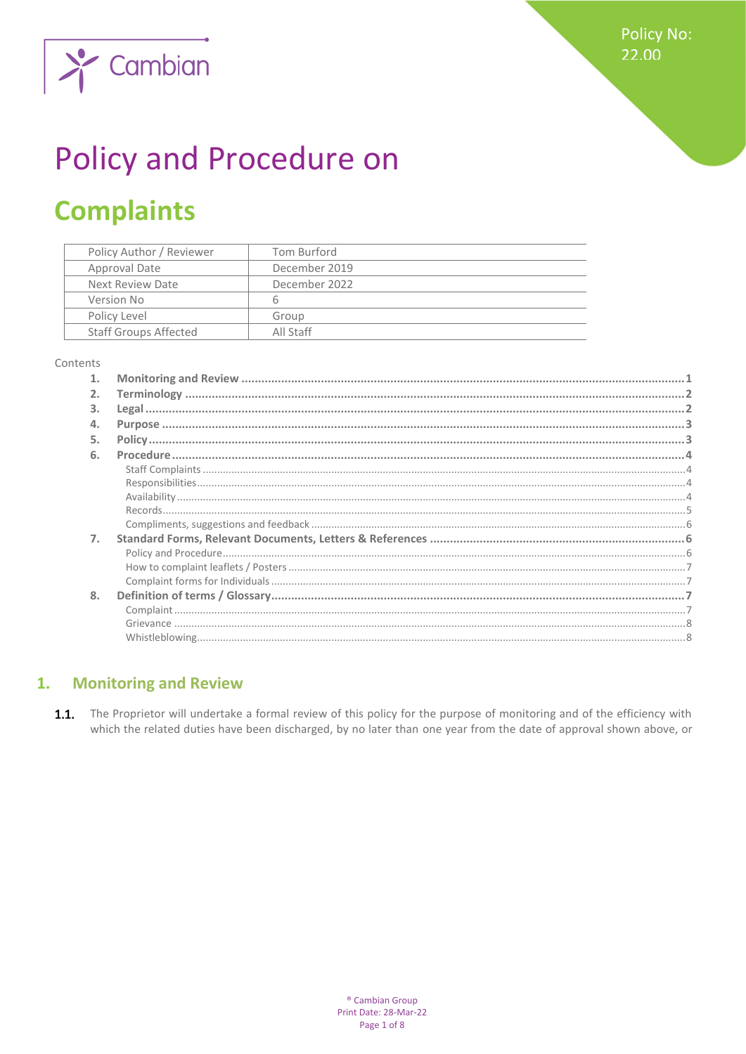Policy No: 22.00

# Policy and Procedure on

# Complaints

| Policy Author / Reviewer | Tom Burford |
|---|---|
| Approval Date | December 2019 |
| Next Review Date | December 2022 |
| Version No | 6 |
| Policy Level | Group |
| Staff Groups Affected | All Staff |

Contents

1. **Monitoring and Review** ..... 1
2. **Terminology** ..... 2
3. **Legal** ..... 2
4. **Purpose** ..... 3
5. **Policy** ..... 3
6. **Procedure** ..... 4
   - Staff Complaints ..... 4
   - Responsibilities ..... 4
   - Availability ..... 4
   - Records ..... 5
   - Compliments, suggestions and feedback ..... 6
7. **Standard Forms, Relevant Documents, Letters & References** ..... 6
   - Policy and Procedure ..... 6
   - How to complaint leaflets / Posters ..... 7
   - Complaint forms for Individuals ..... 7
8. **Definition of terms / Glossary** ..... 7
   - Complaint ..... 7
   - Grievance ..... 8
   - Whistleblowing ..... 8

## 1. Monitoring and Review

**1.1.** The Proprietor will undertake a formal review of this policy for the purpose of monitoring and of the efficiency with which the related duties have been discharged, by no later than one year from the date of approval shown above, or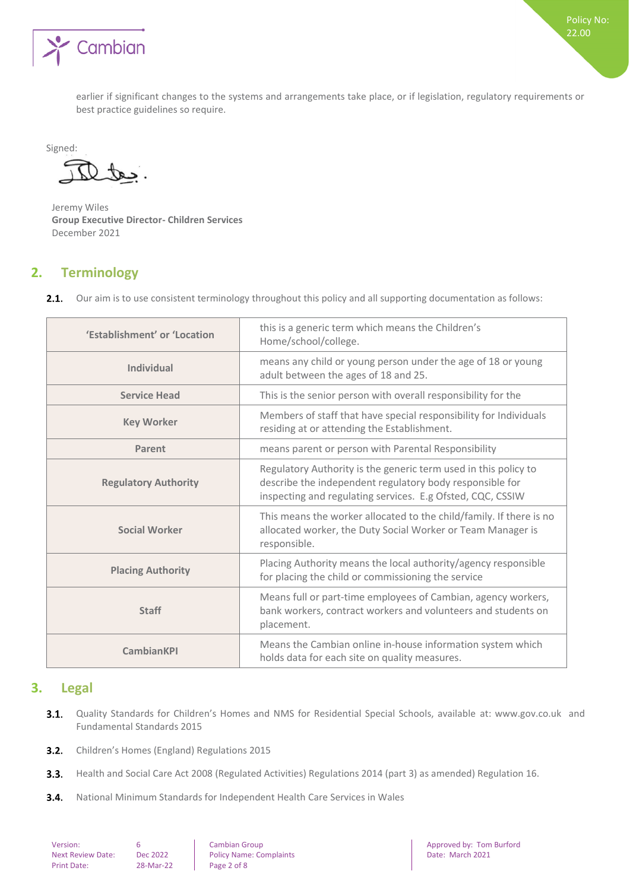earlier if significant changes to the systems and arrangements take place, or if legislation, regulatory requirements or best practice guidelines so require.

Signed:

Jeremy Wiles
**Group Executive Director- Children Services**
December 2021

## 2. Terminology

**2.1.** Our aim is to use consistent terminology throughout this policy and all supporting documentation as follows:

| | |
|---|---|
| **'Establishment' or 'Location** | this is a generic term which means the Children's Home/school/college. |
| **Individual** | means any child or young person under the age of 18 or young adult between the ages of 18 and 25. |
| **Service Head** | This is the senior person with overall responsibility for the |
| **Key Worker** | Members of staff that have special responsibility for Individuals residing at or attending the Establishment. |
| **Parent** | means parent or person with Parental Responsibility |
| **Regulatory Authority** | Regulatory Authority is the generic term used in this policy to describe the independent regulatory body responsible for inspecting and regulating services. E.g Ofsted, CQC, CSSIW |
| **Social Worker** | This means the worker allocated to the child/family. If there is no allocated worker, the Duty Social Worker or Team Manager is responsible. |
| **Placing Authority** | Placing Authority means the local authority/agency responsible for placing the child or commissioning the service |
| **Staff** | Means full or part-time employees of Cambian, agency workers, bank workers, contract workers and volunteers and students on placement. |
| **CambianKPI** | Means the Cambian online in-house information system which holds data for each site on quality measures. |

## 3. Legal

**3.1.** Quality Standards for Children's Homes and NMS for Residential Special Schools, available at: www.gov.co.uk and Fundamental Standards 2015

**3.2.** Children's Homes (England) Regulations 2015

**3.3.** Health and Social Care Act 2008 (Regulated Activities) Regulations 2014 (part 3) as amended) Regulation 16.

**3.4.** National Minimum Standards for Independent Health Care Services in Wales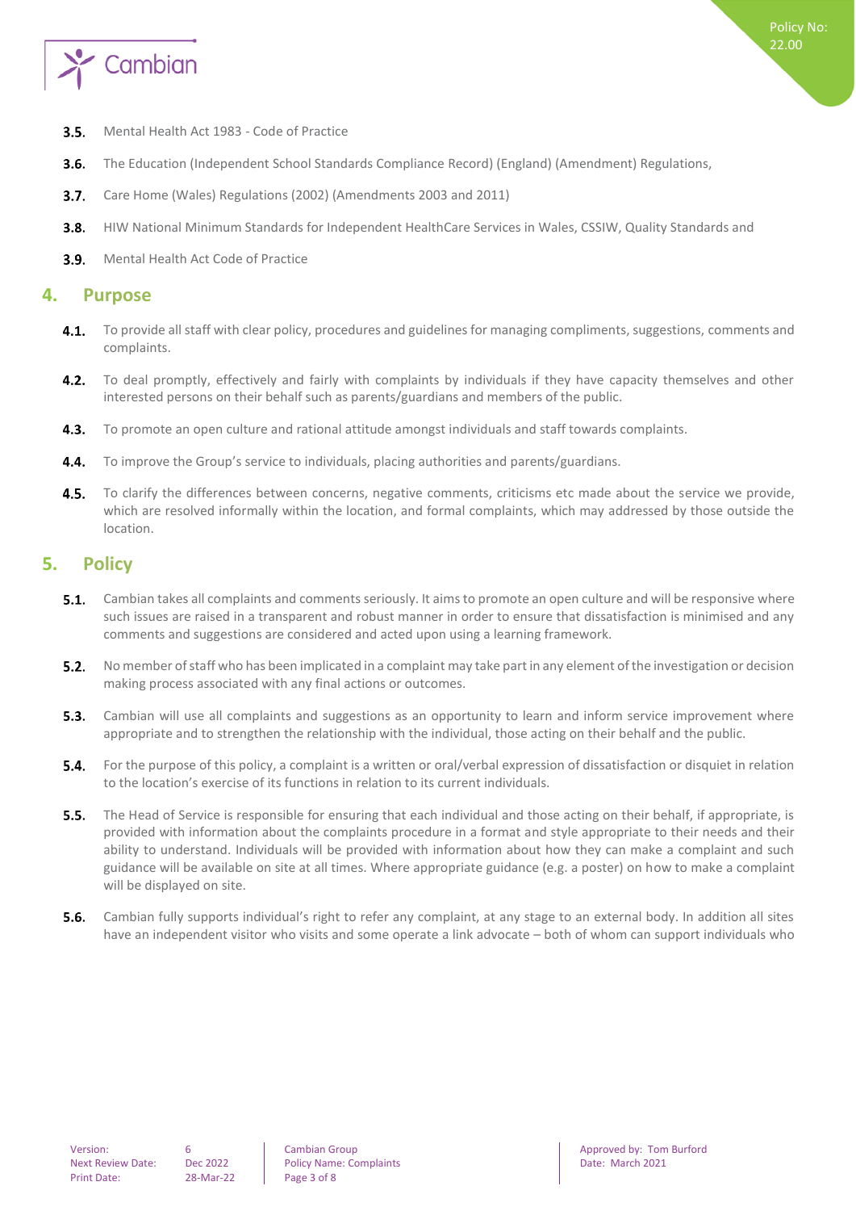3.5. Mental Health Act 1983 - Code of Practice

3.6. The Education (Independent School Standards Compliance Record) (England) (Amendment) Regulations,

3.7. Care Home (Wales) Regulations (2002) (Amendments 2003 and 2011)

3.8. HIW National Minimum Standards for Independent HealthCare Services in Wales, CSSIW, Quality Standards and

3.9. Mental Health Act Code of Practice

## 4. Purpose

4.1. To provide all staff with clear policy, procedures and guidelines for managing compliments, suggestions, comments and complaints.

4.2. To deal promptly, effectively and fairly with complaints by individuals if they have capacity themselves and other interested persons on their behalf such as parents/guardians and members of the public.

4.3. To promote an open culture and rational attitude amongst individuals and staff towards complaints.

4.4. To improve the Group's service to individuals, placing authorities and parents/guardians.

4.5. To clarify the differences between concerns, negative comments, criticisms etc made about the service we provide, which are resolved informally within the location, and formal complaints, which may addressed by those outside the location.

## 5. Policy

5.1. Cambian takes all complaints and comments seriously. It aims to promote an open culture and will be responsive where such issues are raised in a transparent and robust manner in order to ensure that dissatisfaction is minimised and any comments and suggestions are considered and acted upon using a learning framework.

5.2. No member of staff who has been implicated in a complaint may take part in any element of the investigation or decision making process associated with any final actions or outcomes.

5.3. Cambian will use all complaints and suggestions as an opportunity to learn and inform service improvement where appropriate and to strengthen the relationship with the individual, those acting on their behalf and the public.

5.4. For the purpose of this policy, a complaint is a written or oral/verbal expression of dissatisfaction or disquiet in relation to the location's exercise of its functions in relation to its current individuals.

5.5. The Head of Service is responsible for ensuring that each individual and those acting on their behalf, if appropriate, is provided with information about the complaints procedure in a format and style appropriate to their needs and their ability to understand. Individuals will be provided with information about how they can make a complaint and such guidance will be available on site at all times. Where appropriate guidance (e.g. a poster) on how to make a complaint will be displayed on site.

5.6. Cambian fully supports individual's right to refer any complaint, at any stage to an external body. In addition all sites have an independent visitor who visits and some operate a link advocate – both of whom can support individuals who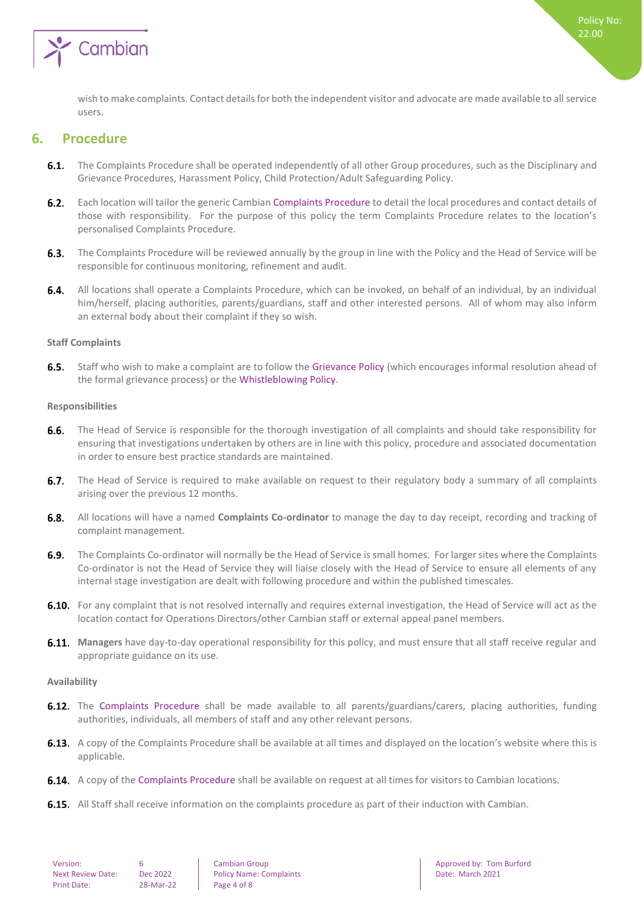wish to make complaints. Contact details for both the independent visitor and advocate are made available to all service users.

## 6. Procedure

**6.1.** The Complaints Procedure shall be operated independently of all other Group procedures, such as the Disciplinary and Grievance Procedures, Harassment Policy, Child Protection/Adult Safeguarding Policy.

**6.2.** Each location will tailor the generic Cambian Complaints Procedure to detail the local procedures and contact details of those with responsibility. For the purpose of this policy the term Complaints Procedure relates to the location's personalised Complaints Procedure.

**6.3.** The Complaints Procedure will be reviewed annually by the group in line with the Policy and the Head of Service will be responsible for continuous monitoring, refinement and audit.

**6.4.** All locations shall operate a Complaints Procedure, which can be invoked, on behalf of an individual, by an individual him/herself, placing authorities, parents/guardians, staff and other interested persons. All of whom may also inform an external body about their complaint if they so wish.

#### Staff Complaints

**6.5.** Staff who wish to make a complaint are to follow the Grievance Policy (which encourages informal resolution ahead of the formal grievance process) or the Whistleblowing Policy.

#### Responsibilities

**6.6.** The Head of Service is responsible for the thorough investigation of all complaints and should take responsibility for ensuring that investigations undertaken by others are in line with this policy, procedure and associated documentation in order to ensure best practice standards are maintained.

**6.7.** The Head of Service is required to make available on request to their regulatory body a summary of all complaints arising over the previous 12 months.

**6.8.** All locations will have a named **Complaints Co-ordinator** to manage the day to day receipt, recording and tracking of complaint management.

**6.9.** The Complaints Co-ordinator will normally be the Head of Service is small homes. For larger sites where the Complaints Co-ordinator is not the Head of Service they will liaise closely with the Head of Service to ensure all elements of any internal stage investigation are dealt with following procedure and within the published timescales.

**6.10.** For any complaint that is not resolved internally and requires external investigation, the Head of Service will act as the location contact for Operations Directors/other Cambian staff or external appeal panel members.

**6.11.** **Managers** have day-to-day operational responsibility for this policy, and must ensure that all staff receive regular and appropriate guidance on its use.

#### Availability

**6.12.** The Complaints Procedure shall be made available to all parents/guardians/carers, placing authorities, funding authorities, individuals, all members of staff and any other relevant persons.

**6.13.** A copy of the Complaints Procedure shall be available at all times and displayed on the location's website where this is applicable.

**6.14.** A copy of the Complaints Procedure shall be available on request at all times for visitors to Cambian locations.

**6.15.** All Staff shall receive information on the complaints procedure as part of their induction with Cambian.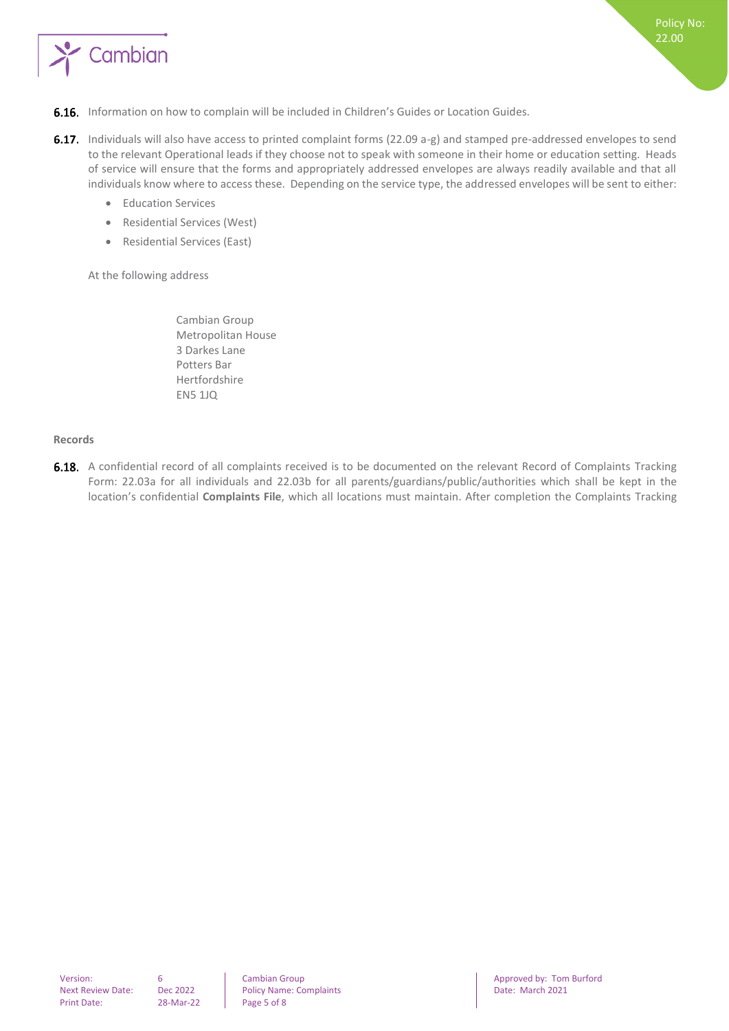**6.16.** Information on how to complain will be included in Children's Guides or Location Guides.

**6.17.** Individuals will also have access to printed complaint forms (22.09 a-g) and stamped pre-addressed envelopes to send to the relevant Operational leads if they choose not to speak with someone in their home or education setting. Heads of service will ensure that the forms and appropriately addressed envelopes are always readily available and that all individuals know where to access these. Depending on the service type, the addressed envelopes will be sent to either:

- Education Services
- Residential Services (West)
- Residential Services (East)

At the following address

Cambian Group
Metropolitan House
3 Darkes Lane
Potters Bar
Hertfordshire
EN5 1JQ

**Records**

**6.18.** A confidential record of all complaints received is to be documented on the relevant Record of Complaints Tracking Form: 22.03a for all individuals and 22.03b for all parents/guardians/public/authorities which shall be kept in the location's confidential **Complaints File**, which all locations must maintain. After completion the Complaints Tracking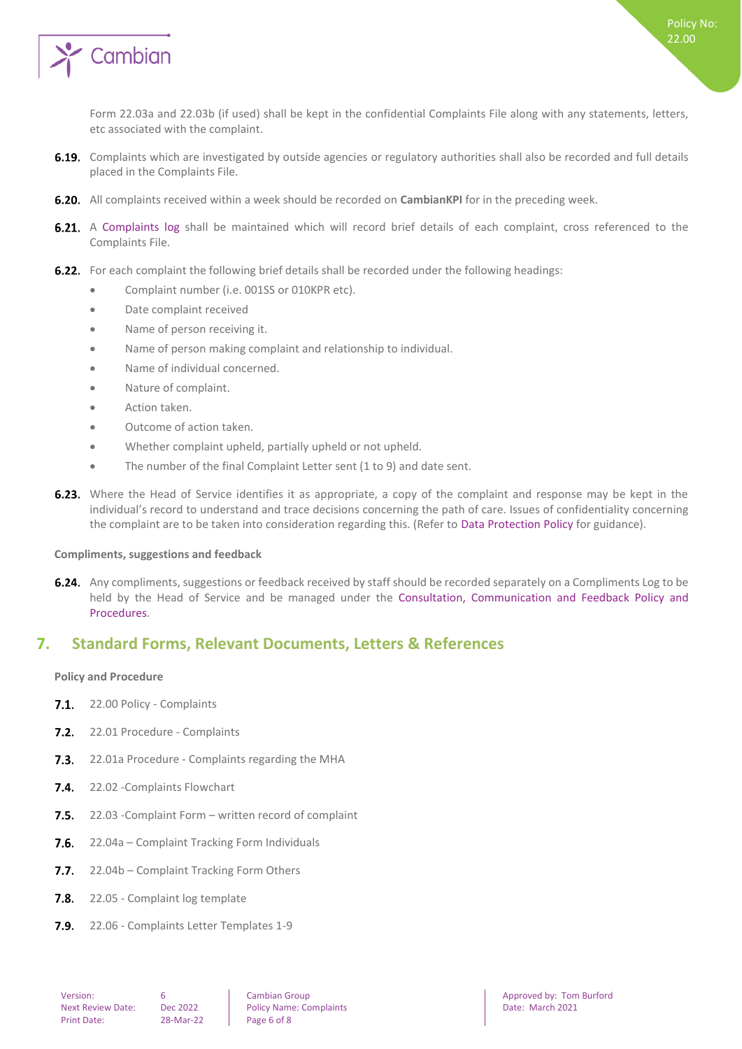Form 22.03a and 22.03b (if used) shall be kept in the confidential Complaints File along with any statements, letters, etc associated with the complaint.

**6.19.** Complaints which are investigated by outside agencies or regulatory authorities shall also be recorded and full details placed in the Complaints File.

**6.20.** All complaints received within a week should be recorded on **CambianKPI** for in the preceding week.

**6.21.** A Complaints log shall be maintained which will record brief details of each complaint, cross referenced to the Complaints File.

**6.22.** For each complaint the following brief details shall be recorded under the following headings:

- Complaint number (i.e. 001SS or 010KPR etc).
- Date complaint received
- Name of person receiving it.
- Name of person making complaint and relationship to individual.
- Name of individual concerned.
- Nature of complaint.
- Action taken.
- Outcome of action taken.
- Whether complaint upheld, partially upheld or not upheld.
- The number of the final Complaint Letter sent (1 to 9) and date sent.

**6.23.** Where the Head of Service identifies it as appropriate, a copy of the complaint and response may be kept in the individual's record to understand and trace decisions concerning the path of care. Issues of confidentiality concerning the complaint are to be taken into consideration regarding this. (Refer to Data Protection Policy for guidance).

**Compliments, suggestions and feedback**

**6.24.** Any compliments, suggestions or feedback received by staff should be recorded separately on a Compliments Log to be held by the Head of Service and be managed under the Consultation, Communication and Feedback Policy and Procedures.

## 7. Standard Forms, Relevant Documents, Letters & References

**Policy and Procedure**

**7.1.** 22.00 Policy - Complaints

**7.2.** 22.01 Procedure - Complaints

**7.3.** 22.01a Procedure - Complaints regarding the MHA

**7.4.** 22.02 -Complaints Flowchart

**7.5.** 22.03 -Complaint Form – written record of complaint

**7.6.** 22.04a – Complaint Tracking Form Individuals

**7.7.** 22.04b – Complaint Tracking Form Others

**7.8.** 22.05 - Complaint log template

**7.9.** 22.06 - Complaints Letter Templates 1-9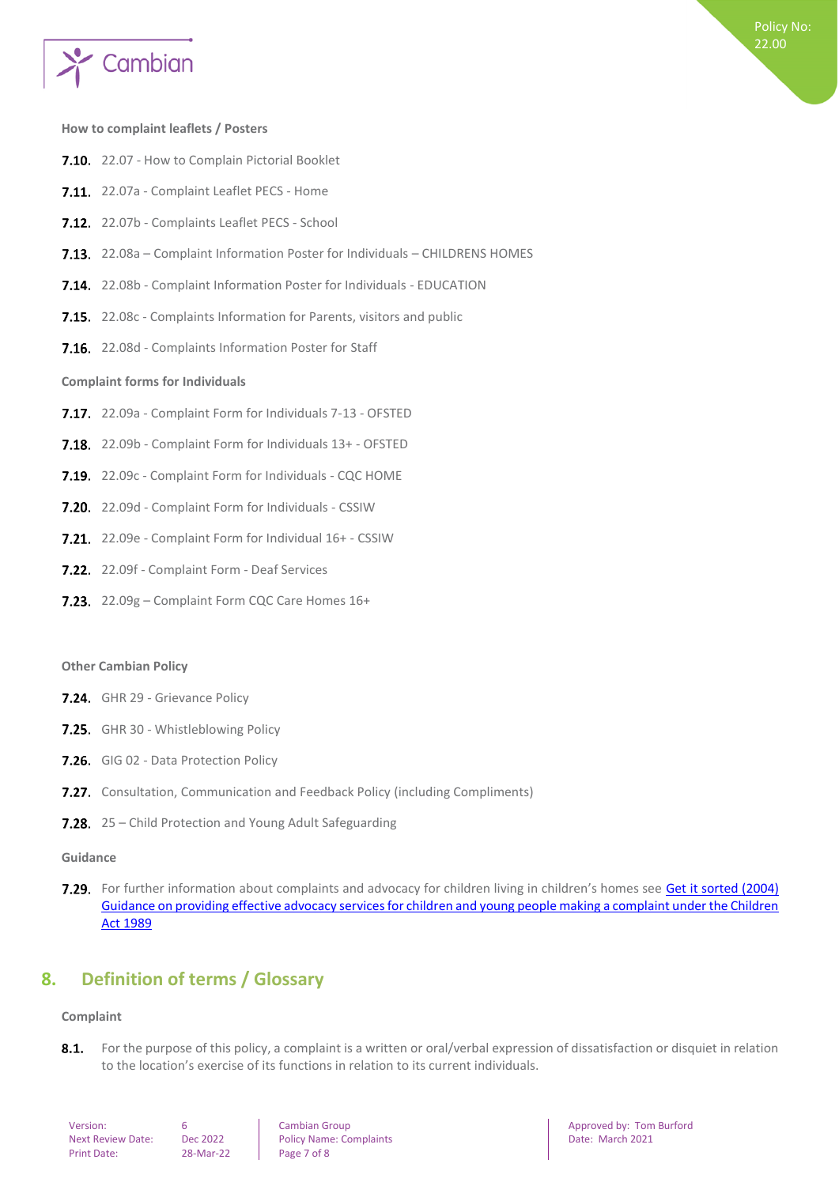**How to complaint leaflets / Posters**

**7.10.** 22.07 - How to Complain Pictorial Booklet

**7.11.** 22.07a - Complaint Leaflet PECS - Home

**7.12.** 22.07b - Complaints Leaflet PECS - School

**7.13.** 22.08a – Complaint Information Poster for Individuals – CHILDRENS HOMES

**7.14.** 22.08b - Complaint Information Poster for Individuals - EDUCATION

**7.15.** 22.08c - Complaints Information for Parents, visitors and public

**7.16.** 22.08d - Complaints Information Poster for Staff

**Complaint forms for Individuals**

**7.17.** 22.09a - Complaint Form for Individuals 7-13 - OFSTED

**7.18.** 22.09b - Complaint Form for Individuals 13+ - OFSTED

**7.19.** 22.09c - Complaint Form for Individuals - CQC HOME

**7.20.** 22.09d - Complaint Form for Individuals - CSSIW

**7.21.** 22.09e - Complaint Form for Individual 16+ - CSSIW

**7.22.** 22.09f - Complaint Form - Deaf Services

**7.23.** 22.09g – Complaint Form CQC Care Homes 16+

**Other Cambian Policy**

**7.24.** GHR 29 - Grievance Policy

**7.25.** GHR 30 - Whistleblowing Policy

**7.26.** GIG 02 - Data Protection Policy

**7.27.** Consultation, Communication and Feedback Policy (including Compliments)

**7.28.** 25 – Child Protection and Young Adult Safeguarding

**Guidance**

**7.29.** For further information about complaints and advocacy for children living in children's homes see Get it sorted (2004) Guidance on providing effective advocacy services for children and young people making a complaint under the Children Act 1989

## 8. Definition of terms / Glossary

**Complaint**

**8.1.** For the purpose of this policy, a complaint is a written or oral/verbal expression of dissatisfaction or disquiet in relation to the location's exercise of its functions in relation to its current individuals.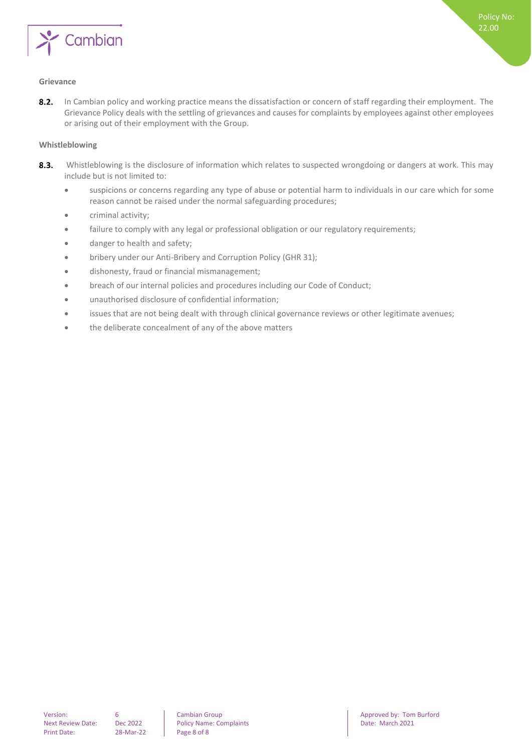### Grievance

**8.2.** In Cambian policy and working practice means the dissatisfaction or concern of staff regarding their employment. The Grievance Policy deals with the settling of grievances and causes for complaints by employees against other employees or arising out of their employment with the Group.

### Whistleblowing

**8.3.** Whistleblowing is the disclosure of information which relates to suspected wrongdoing or dangers at work. This may include but is not limited to:

- suspicions or concerns regarding any type of abuse or potential harm to individuals in our care which for some reason cannot be raised under the normal safeguarding procedures;
- criminal activity;
- failure to comply with any legal or professional obligation or our regulatory requirements;
- danger to health and safety;
- bribery under our Anti-Bribery and Corruption Policy (GHR 31);
- dishonesty, fraud or financial mismanagement;
- breach of our internal policies and procedures including our Code of Conduct;
- unauthorised disclosure of confidential information;
- issues that are not being dealt with through clinical governance reviews or other legitimate avenues;
- the deliberate concealment of any of the above matters